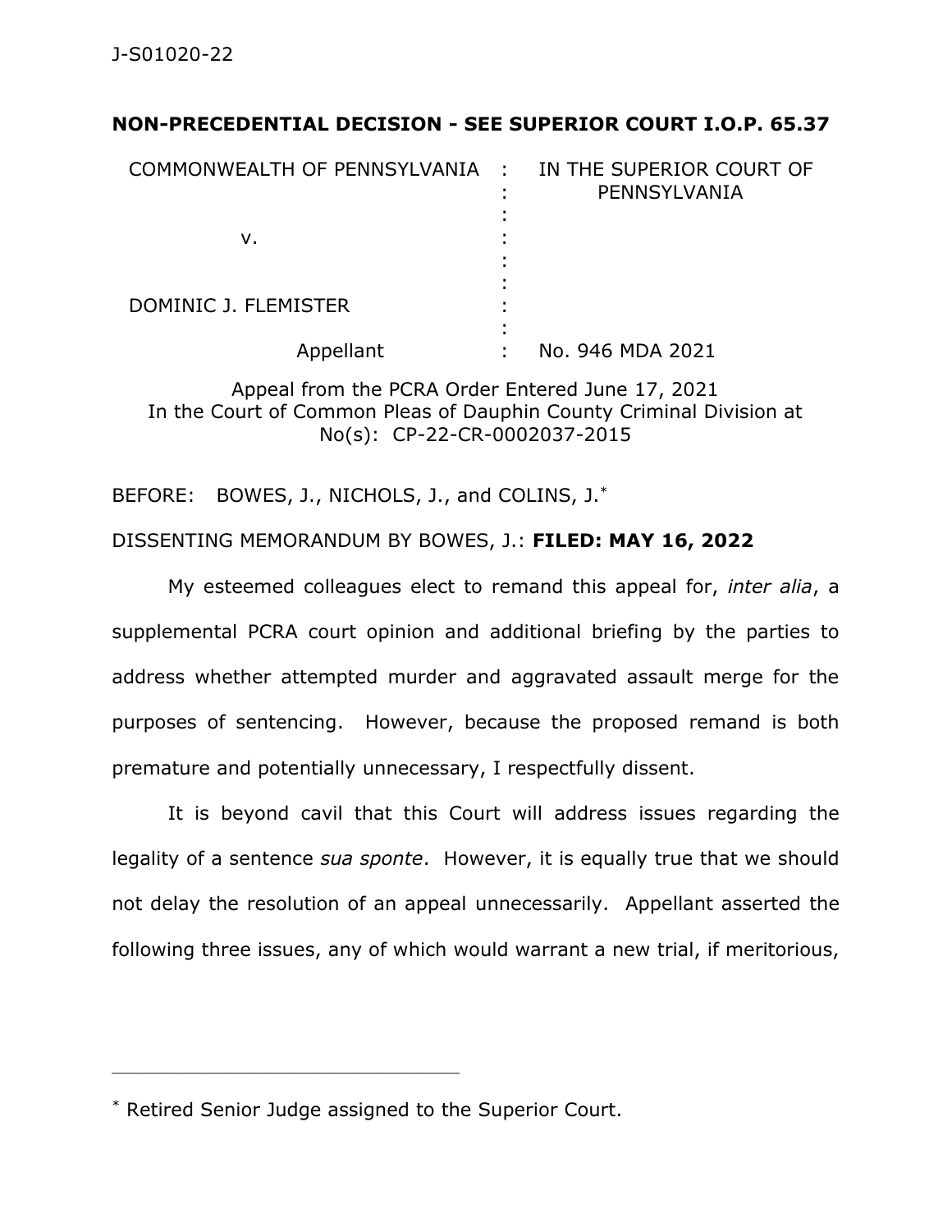J-S01020-22

**NON-PRECEDENTIAL DECISION - SEE SUPERIOR COURT I.O.P. 65.37**

| | | |
|---|---|---|
| COMMONWEALTH OF PENNSYLVANIA | : | IN THE SUPERIOR COURT OF PENNSYLVANIA |
| | : | |
| v. | : | |
| | : | |
| DOMINIC J. FLEMISTER | : | |
| | : | |
| Appellant | : | No. 946 MDA 2021 |

Appeal from the PCRA Order Entered June 17, 2021
In the Court of Common Pleas of Dauphin County Criminal Division at No(s): CP-22-CR-0002037-2015

BEFORE: BOWES, J., NICHOLS, J., and COLINS, J.*

DISSENTING MEMORANDUM BY BOWES, J.: **FILED: MAY 16, 2022**

My esteemed colleagues elect to remand this appeal for, *inter alia*, a supplemental PCRA court opinion and additional briefing by the parties to address whether attempted murder and aggravated assault merge for the purposes of sentencing. However, because the proposed remand is both premature and potentially unnecessary, I respectfully dissent.

It is beyond cavil that this Court will address issues regarding the legality of a sentence *sua sponte*. However, it is equally true that we should not delay the resolution of an appeal unnecessarily. Appellant asserted the following three issues, any of which would warrant a new trial, if meritorious,

---

\* Retired Senior Judge assigned to the Superior Court.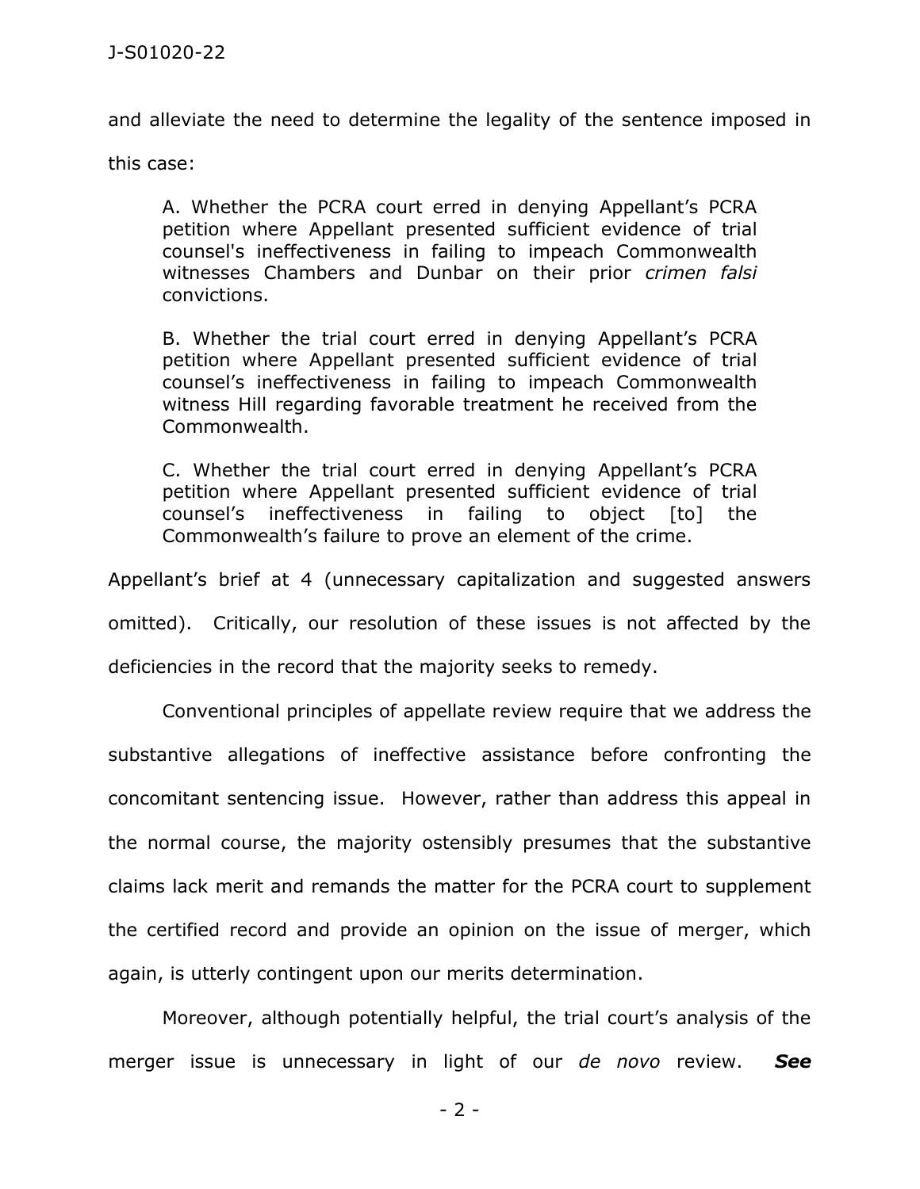and alleviate the need to determine the legality of the sentence imposed in this case:

> A. Whether the PCRA court erred in denying Appellant's PCRA petition where Appellant presented sufficient evidence of trial counsel's ineffectiveness in failing to impeach Commonwealth witnesses Chambers and Dunbar on their prior *crimen falsi* convictions.
>
> B. Whether the trial court erred in denying Appellant's PCRA petition where Appellant presented sufficient evidence of trial counsel's ineffectiveness in failing to impeach Commonwealth witness Hill regarding favorable treatment he received from the Commonwealth.
>
> C. Whether the trial court erred in denying Appellant's PCRA petition where Appellant presented sufficient evidence of trial counsel's ineffectiveness in failing to object [to] the Commonwealth's failure to prove an element of the crime.

Appellant's brief at 4 (unnecessary capitalization and suggested answers omitted). Critically, our resolution of these issues is not affected by the deficiencies in the record that the majority seeks to remedy.

Conventional principles of appellate review require that we address the substantive allegations of ineffective assistance before confronting the concomitant sentencing issue. However, rather than address this appeal in the normal course, the majority ostensibly presumes that the substantive claims lack merit and remands the matter for the PCRA court to supplement the certified record and provide an opinion on the issue of merger, which again, is utterly contingent upon our merits determination.

Moreover, although potentially helpful, the trial court's analysis of the merger issue is unnecessary in light of our *de novo* review. ***See***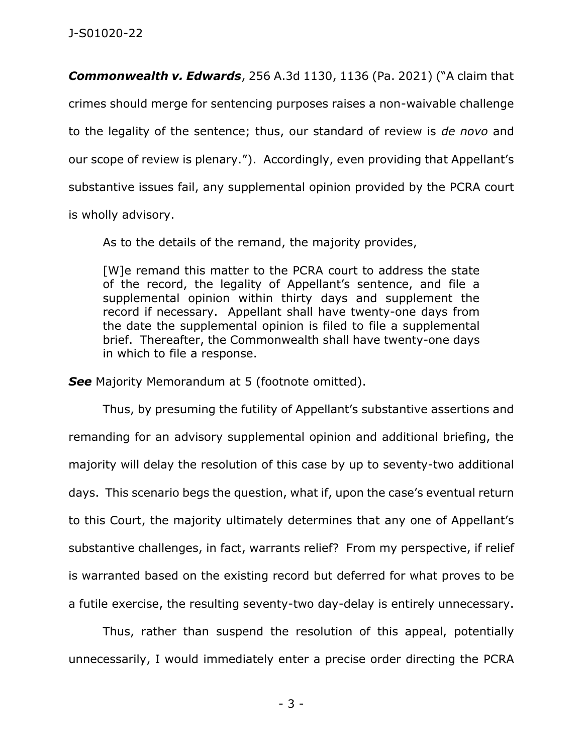***Commonwealth v. Edwards***, 256 A.3d 1130, 1136 (Pa. 2021) ("A claim that crimes should merge for sentencing purposes raises a non-waivable challenge to the legality of the sentence; thus, our standard of review is *de novo* and our scope of review is plenary."). Accordingly, even providing that Appellant's substantive issues fail, any supplemental opinion provided by the PCRA court is wholly advisory.

As to the details of the remand, the majority provides,

> [W]e remand this matter to the PCRA court to address the state of the record, the legality of Appellant's sentence, and file a supplemental opinion within thirty days and supplement the record if necessary. Appellant shall have twenty-one days from the date the supplemental opinion is filed to file a supplemental brief. Thereafter, the Commonwealth shall have twenty-one days in which to file a response.

***See*** Majority Memorandum at 5 (footnote omitted).

Thus, by presuming the futility of Appellant's substantive assertions and remanding for an advisory supplemental opinion and additional briefing, the majority will delay the resolution of this case by up to seventy-two additional days. This scenario begs the question, what if, upon the case's eventual return to this Court, the majority ultimately determines that any one of Appellant's substantive challenges, in fact, warrants relief? From my perspective, if relief is warranted based on the existing record but deferred for what proves to be a futile exercise, the resulting seventy-two day-delay is entirely unnecessary.

Thus, rather than suspend the resolution of this appeal, potentially unnecessarily, I would immediately enter a precise order directing the PCRA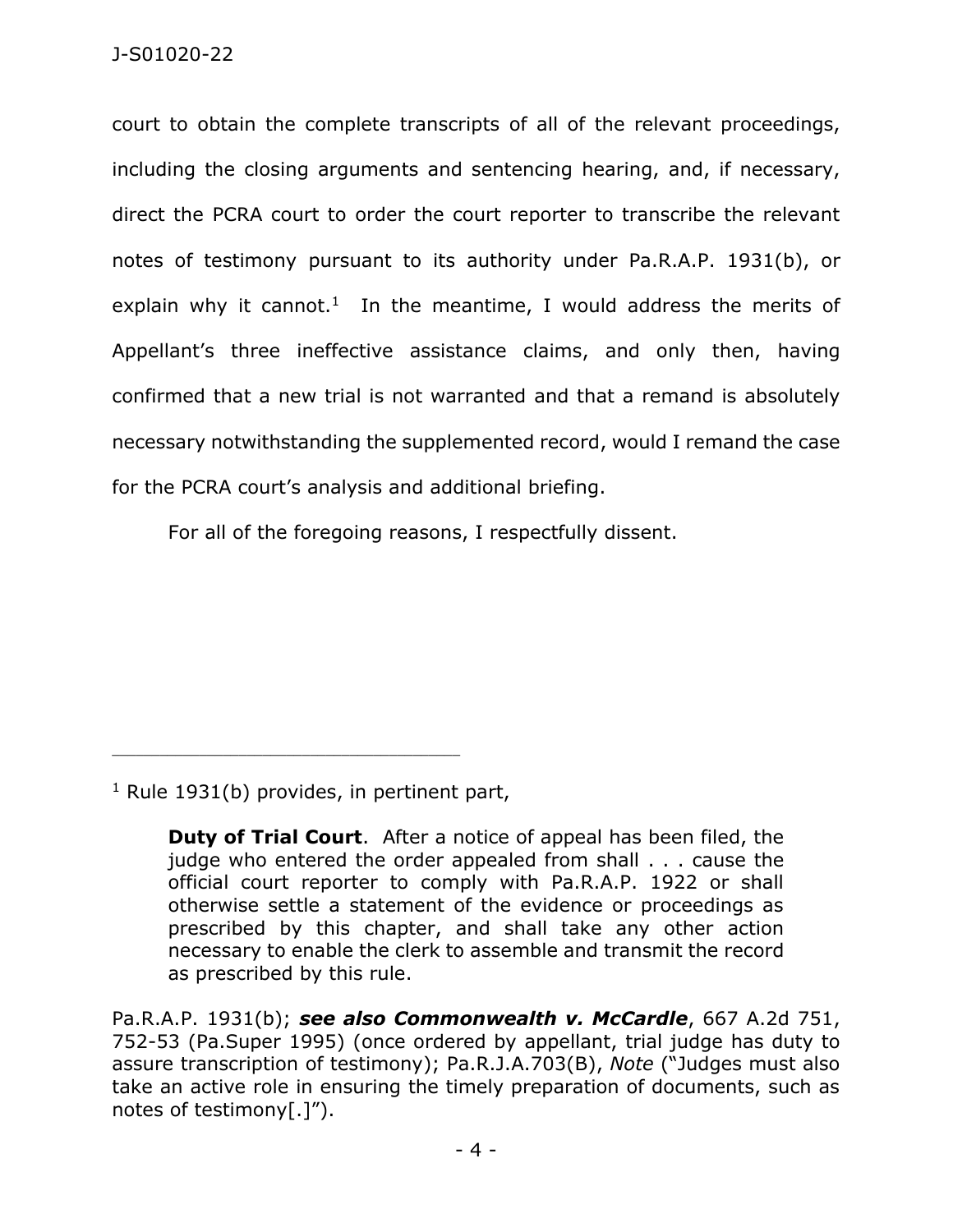court to obtain the complete transcripts of all of the relevant proceedings, including the closing arguments and sentencing hearing, and, if necessary, direct the PCRA court to order the court reporter to transcribe the relevant notes of testimony pursuant to its authority under Pa.R.A.P. 1931(b), or explain why it cannot.[1] In the meantime, I would address the merits of Appellant's three ineffective assistance claims, and only then, having confirmed that a new trial is not warranted and that a remand is absolutely necessary notwithstanding the supplemented record, would I remand the case for the PCRA court's analysis and additional briefing.

For all of the foregoing reasons, I respectfully dissent.

---

[1] Rule 1931(b) provides, in pertinent part,

> **Duty of Trial Court**. After a notice of appeal has been filed, the judge who entered the order appealed from shall . . . cause the official court reporter to comply with Pa.R.A.P. 1922 or shall otherwise settle a statement of the evidence or proceedings as prescribed by this chapter, and shall take any other action necessary to enable the clerk to assemble and transmit the record as prescribed by this rule.

Pa.R.A.P. 1931(b); ***see also Commonwealth v. McCardle***, 667 A.2d 751, 752-53 (Pa.Super 1995) (once ordered by appellant, trial judge has duty to assure transcription of testimony); Pa.R.J.A.703(B), *Note* ("Judges must also take an active role in ensuring the timely preparation of documents, such as notes of testimony[.]").